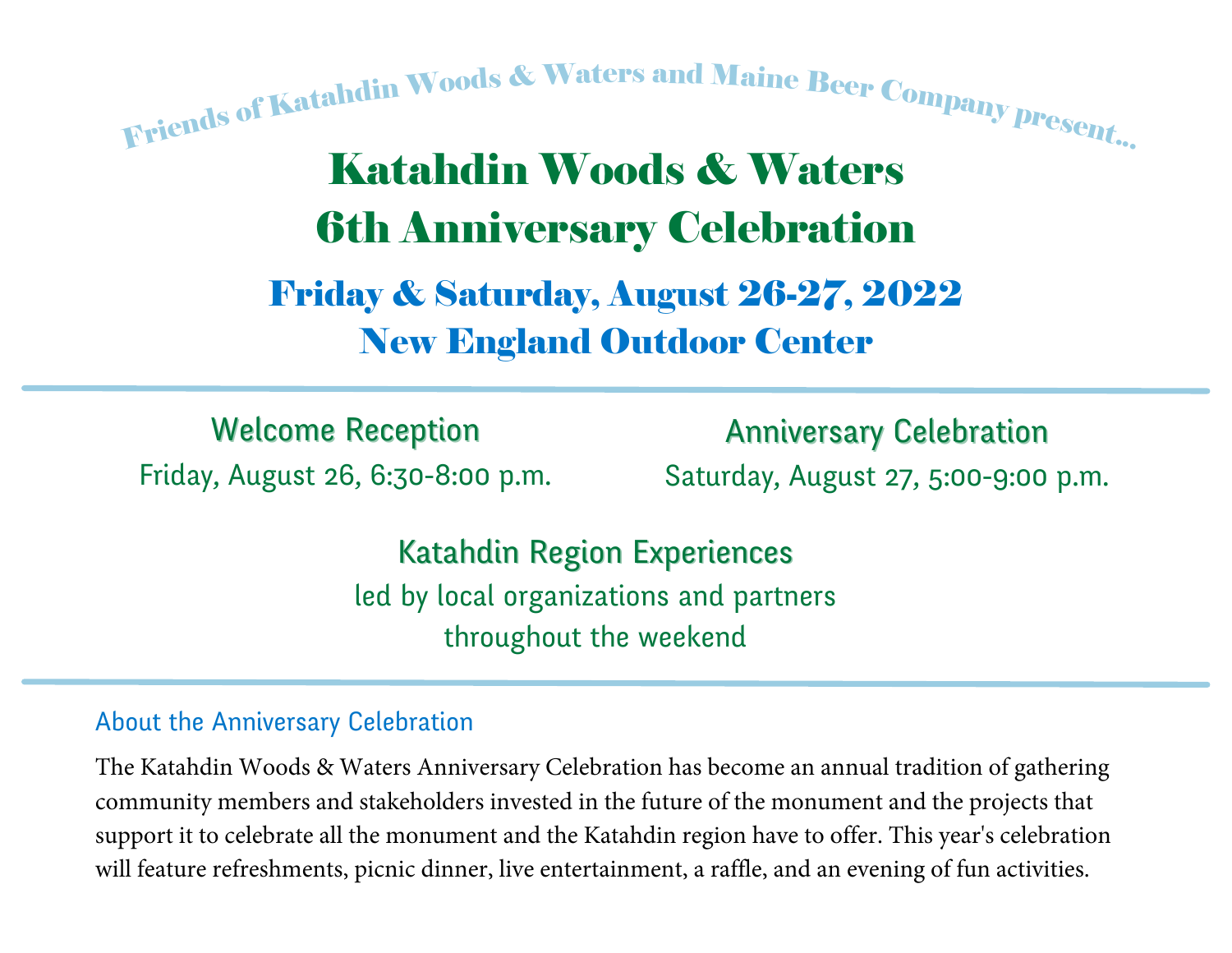Friends of Katahdin Woods & Waters and Maine Beer Company present...

# Katahdin Woods & Waters 6th Anniversary Celebration

## Friday & Saturday, August 26-27, 2022
## New England Outdoor Center

---

### Welcome Reception
Friday, August 26, 6:30-8:00 p.m.

### Anniversary Celebration
Saturday, August 27, 5:00-9:00 p.m.

### Katahdin Region Experiences
led by local organizations and partners throughout the weekend

---

### About the Anniversary Celebration

The Katahdin Woods & Waters Anniversary Celebration has become an annual tradition of gathering community members and stakeholders invested in the future of the monument and the projects that support it to celebrate all the monument and the Katahdin region have to offer. This year's celebration will feature refreshments, picnic dinner, live entertainment, a raffle, and an evening of fun activities.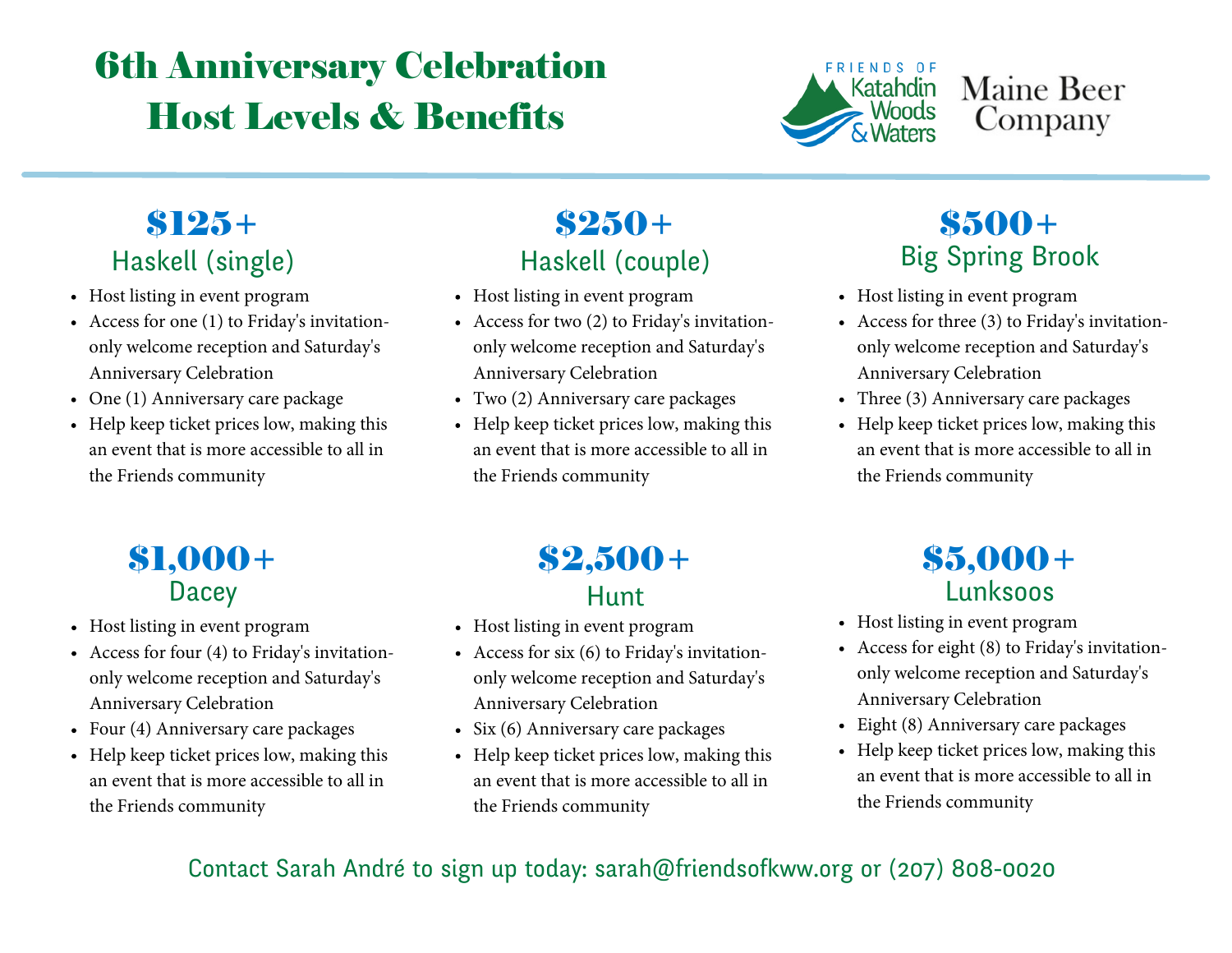# 6th Anniversary Celebration Host Levels & Benefits

FRIENDS OF Katahdin Woods & Waters

Maine Beer Company

## $125+
### Haskell (single)

- Host listing in event program
- Access for one (1) to Friday's invitation-only welcome reception and Saturday's Anniversary Celebration
- One (1) Anniversary care package
- Help keep ticket prices low, making this an event that is more accessible to all in the Friends community

## $250+
### Haskell (couple)

- Host listing in event program
- Access for two (2) to Friday's invitation-only welcome reception and Saturday's Anniversary Celebration
- Two (2) Anniversary care packages
- Help keep ticket prices low, making this an event that is more accessible to all in the Friends community

## $500+
### Big Spring Brook

- Host listing in event program
- Access for three (3) to Friday's invitation-only welcome reception and Saturday's Anniversary Celebration
- Three (3) Anniversary care packages
- Help keep ticket prices low, making this an event that is more accessible to all in the Friends community

## $1,000+
### Dacey

- Host listing in event program
- Access for four (4) to Friday's invitation-only welcome reception and Saturday's Anniversary Celebration
- Four (4) Anniversary care packages
- Help keep ticket prices low, making this an event that is more accessible to all in the Friends community

## $2,500+
### Hunt

- Host listing in event program
- Access for six (6) to Friday's invitation-only welcome reception and Saturday's Anniversary Celebration
- Six (6) Anniversary care packages
- Help keep ticket prices low, making this an event that is more accessible to all in the Friends community

## $5,000+
### Lunksoos

- Host listing in event program
- Access for eight (8) to Friday's invitation-only welcome reception and Saturday's Anniversary Celebration
- Eight (8) Anniversary care packages
- Help keep ticket prices low, making this an event that is more accessible to all in the Friends community

Contact Sarah André to sign up today: sarah@friendsofkww.org or (207) 808-0020